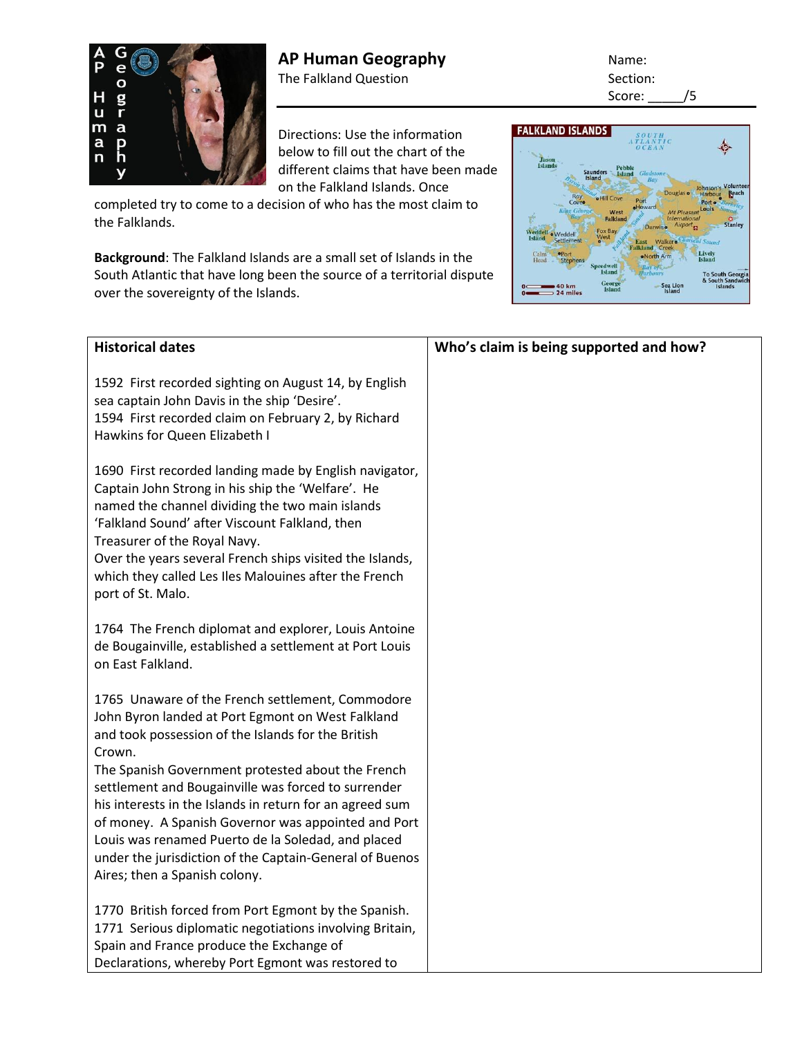# AP Human Geography

The Falkland Question

Name:

Section:

Score: _____/5

Directions: Use the information below to fill out the chart of the different claims that have been made on the Falkland Islands. Once completed try to come to a decision of who has the most claim to the Falklands.

**Background**: The Falkland Islands are a small set of Islands in the South Atlantic that have long been the source of a territorial dispute over the sovereignty of the Islands.

| Historical dates | Who's claim is being supported and how? |
|---|---|
| 1592 First recorded sighting on August 14, by English sea captain John Davis in the ship 'Desire'.<br>1594 First recorded claim on February 2, by Richard Hawkins for Queen Elizabeth I | |
| 1690 First recorded landing made by English navigator, Captain John Strong in his ship the 'Welfare'. He named the channel dividing the two main islands 'Falkland Sound' after Viscount Falkland, then Treasurer of the Royal Navy.<br>Over the years several French ships visited the Islands, which they called Les Iles Malouines after the French port of St. Malo. | |
| 1764 The French diplomat and explorer, Louis Antoine de Bougainville, established a settlement at Port Louis on East Falkland. | |
| 1765 Unaware of the French settlement, Commodore John Byron landed at Port Egmont on West Falkland and took possession of the Islands for the British Crown.<br>The Spanish Government protested about the French settlement and Bougainville was forced to surrender his interests in the Islands in return for an agreed sum of money. A Spanish Governor was appointed and Port Louis was renamed Puerto de la Soledad, and placed under the jurisdiction of the Captain-General of Buenos Aires; then a Spanish colony. | |
| 1770 British forced from Port Egmont by the Spanish.<br>1771 Serious diplomatic negotiations involving Britain, Spain and France produce the Exchange of Declarations, whereby Port Egmont was restored to | |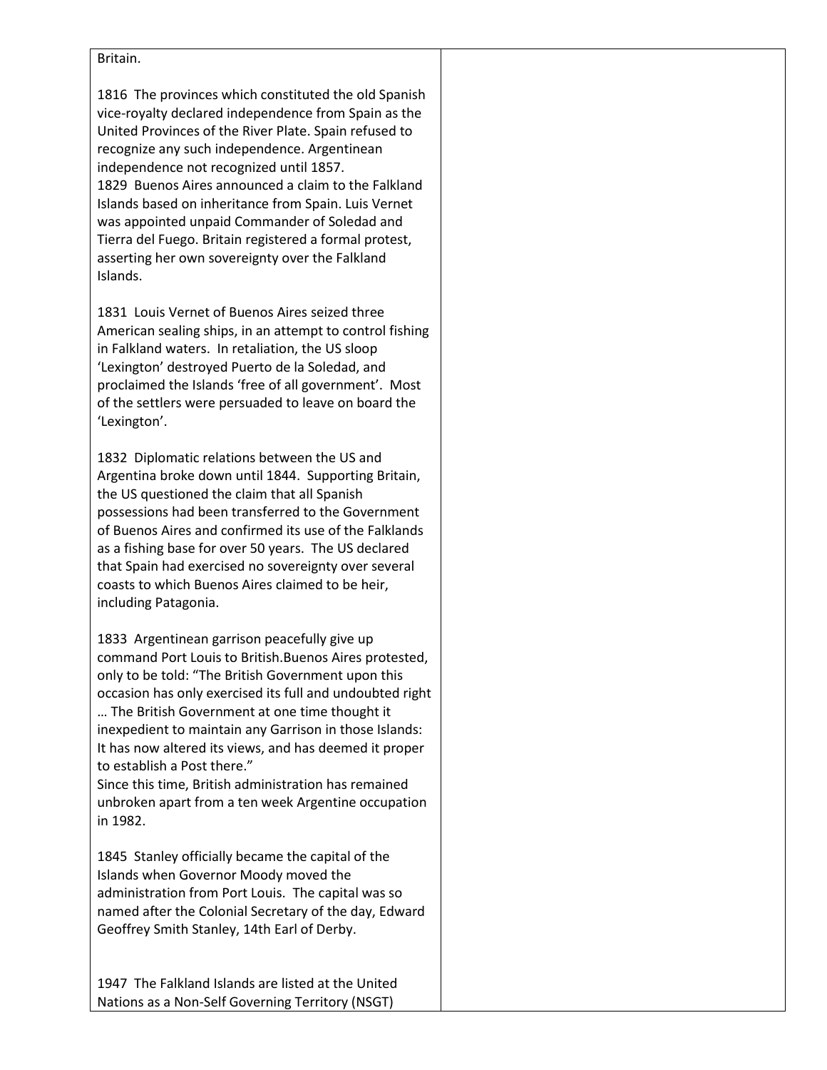Britain.

1816 The provinces which constituted the old Spanish vice-royalty declared independence from Spain as the United Provinces of the River Plate. Spain refused to recognize any such independence. Argentinean independence not recognized until 1857.
1829 Buenos Aires announced a claim to the Falkland Islands based on inheritance from Spain. Luis Vernet was appointed unpaid Commander of Soledad and Tierra del Fuego. Britain registered a formal protest, asserting her own sovereignty over the Falkland Islands.

1831 Louis Vernet of Buenos Aires seized three American sealing ships, in an attempt to control fishing in Falkland waters. In retaliation, the US sloop 'Lexington' destroyed Puerto de la Soledad, and proclaimed the Islands 'free of all government'. Most of the settlers were persuaded to leave on board the 'Lexington'.

1832 Diplomatic relations between the US and Argentina broke down until 1844. Supporting Britain, the US questioned the claim that all Spanish possessions had been transferred to the Government of Buenos Aires and confirmed its use of the Falklands as a fishing base for over 50 years. The US declared that Spain had exercised no sovereignty over several coasts to which Buenos Aires claimed to be heir, including Patagonia.

1833 Argentinean garrison peacefully give up command Port Louis to British.Buenos Aires protested, only to be told: "The British Government upon this occasion has only exercised its full and undoubted right … The British Government at one time thought it inexpedient to maintain any Garrison in those Islands: It has now altered its views, and has deemed it proper to establish a Post there."
Since this time, British administration has remained unbroken apart from a ten week Argentine occupation in 1982.

1845 Stanley officially became the capital of the Islands when Governor Moody moved the administration from Port Louis. The capital was so named after the Colonial Secretary of the day, Edward Geoffrey Smith Stanley, 14th Earl of Derby.

1947 The Falkland Islands are listed at the United Nations as a Non-Self Governing Territory (NSGT)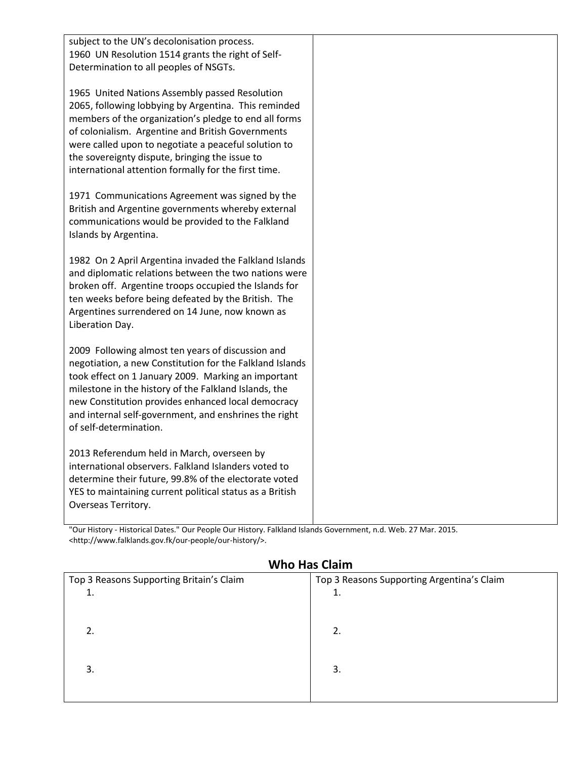| | |
|---|---|
| subject to the UN's decolonisation process.<br>1960 UN Resolution 1514 grants the right of Self-Determination to all peoples of NSGTs.<br><br>1965 United Nations Assembly passed Resolution 2065, following lobbying by Argentina. This reminded members of the organization's pledge to end all forms of colonialism. Argentine and British Governments were called upon to negotiate a peaceful solution to the sovereignty dispute, bringing the issue to international attention formally for the first time.<br><br>1971 Communications Agreement was signed by the British and Argentine governments whereby external communications would be provided to the Falkland Islands by Argentina.<br><br>1982 On 2 April Argentina invaded the Falkland Islands and diplomatic relations between the two nations were broken off. Argentine troops occupied the Islands for ten weeks before being defeated by the British. The Argentines surrendered on 14 June, now known as Liberation Day.<br><br>2009 Following almost ten years of discussion and negotiation, a new Constitution for the Falkland Islands took effect on 1 January 2009. Marking an important milestone in the history of the Falkland Islands, the new Constitution provides enhanced local democracy and internal self-government, and enshrines the right of self-determination.<br><br>2013 Referendum held in March, overseen by international observers. Falkland Islanders voted to determine their future, 99.8% of the electorate voted YES to maintaining current political status as a British Overseas Territory. | |

"Our History - Historical Dates." Our People Our History. Falkland Islands Government, n.d. Web. 27 Mar. 2015. <http://www.falklands.gov.fk/our-people/our-history/>.

## Who Has Claim

| Top 3 Reasons Supporting Britain's Claim | Top 3 Reasons Supporting Argentina's Claim |
|---|---|
| 1. | 1. |
| 2. | 2. |
| 3. | 3. |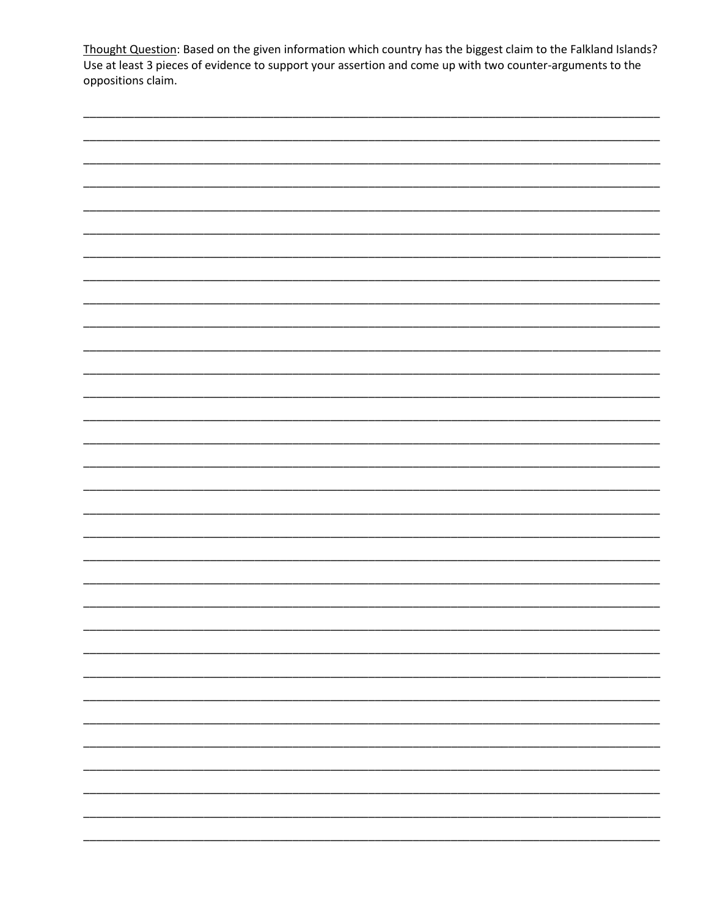<u>Thought Question</u>: Based on the given information which country has the biggest claim to the Falkland Islands? Use at least 3 pieces of evidence to support your assertion and come up with two counter-arguments to the oppositions claim.